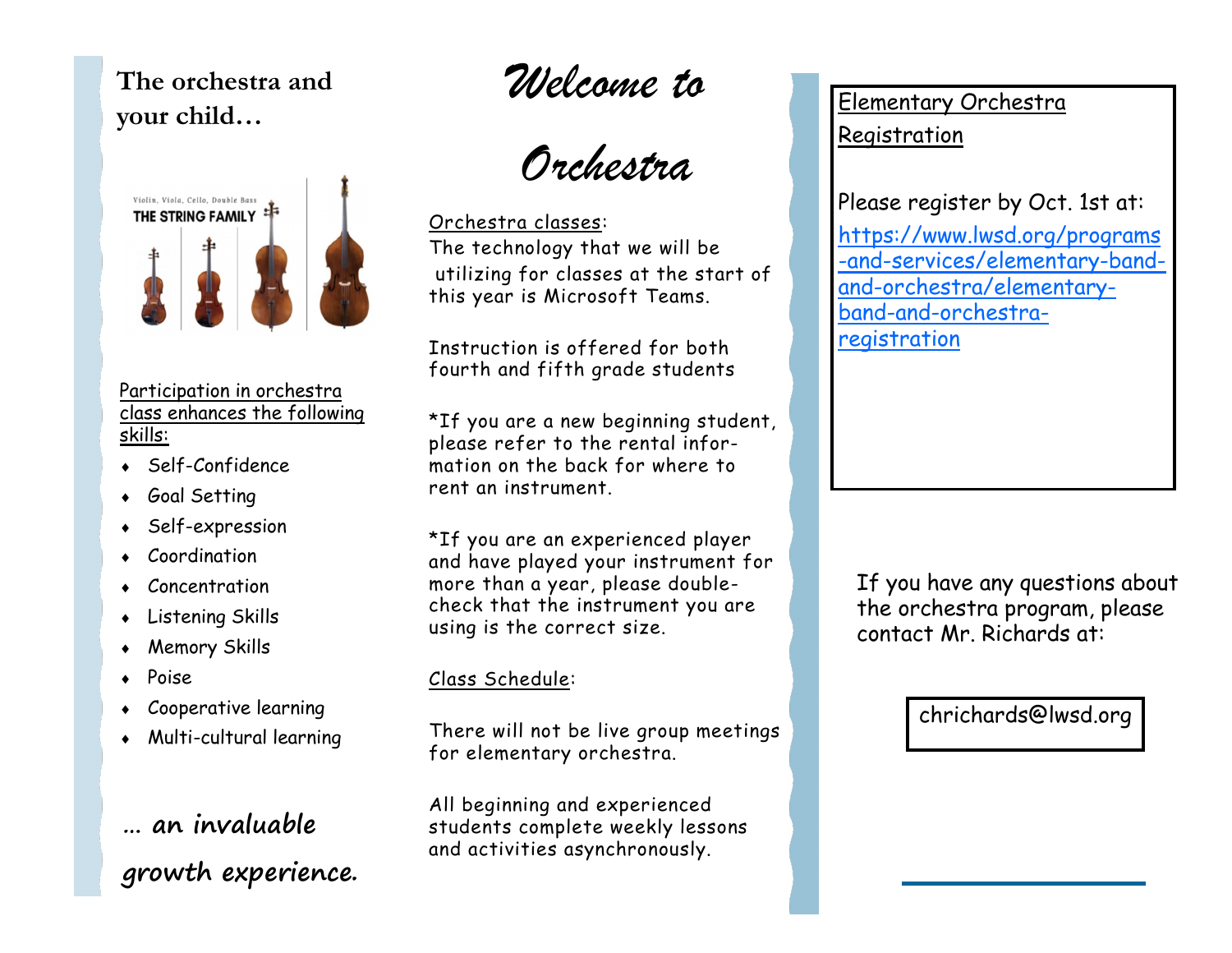## The orchestra and your child…

Violin, Viola, Cello, Double Bass
THE STRING FAMILY

Participation in orchestra class enhances the following skills:

- Self-Confidence
- Goal Setting
- Self-expression
- Coordination
- Concentration
- Listening Skills
- Memory Skills
- Poise
- Cooperative learning
- Multi-cultural learning

***… an invaluable growth experience.***

# *Welcome to Orchestra*

Orchestra classes:

The technology that we will be utilizing for classes at the start of this year is Microsoft Teams.

Instruction is offered for both fourth and fifth grade students

*If you are a new beginning student, please refer to the rental information on the back for where to rent an instrument.

*If you are an experienced player and have played your instrument for more than a year, please double-check that the instrument you are using is the correct size.

Class Schedule:

There will not be live group meetings for elementary orchestra.

All beginning and experienced students complete weekly lessons and activities asynchronously.

Elementary Orchestra Registration

Please register by Oct. 1st at:

https://www.lwsd.org/programs-and-services/elementary-band-and-orchestra/elementary-band-and-orchestra-registration

If you have any questions about the orchestra program, please contact Mr. Richards at:

chrichards@lwsd.org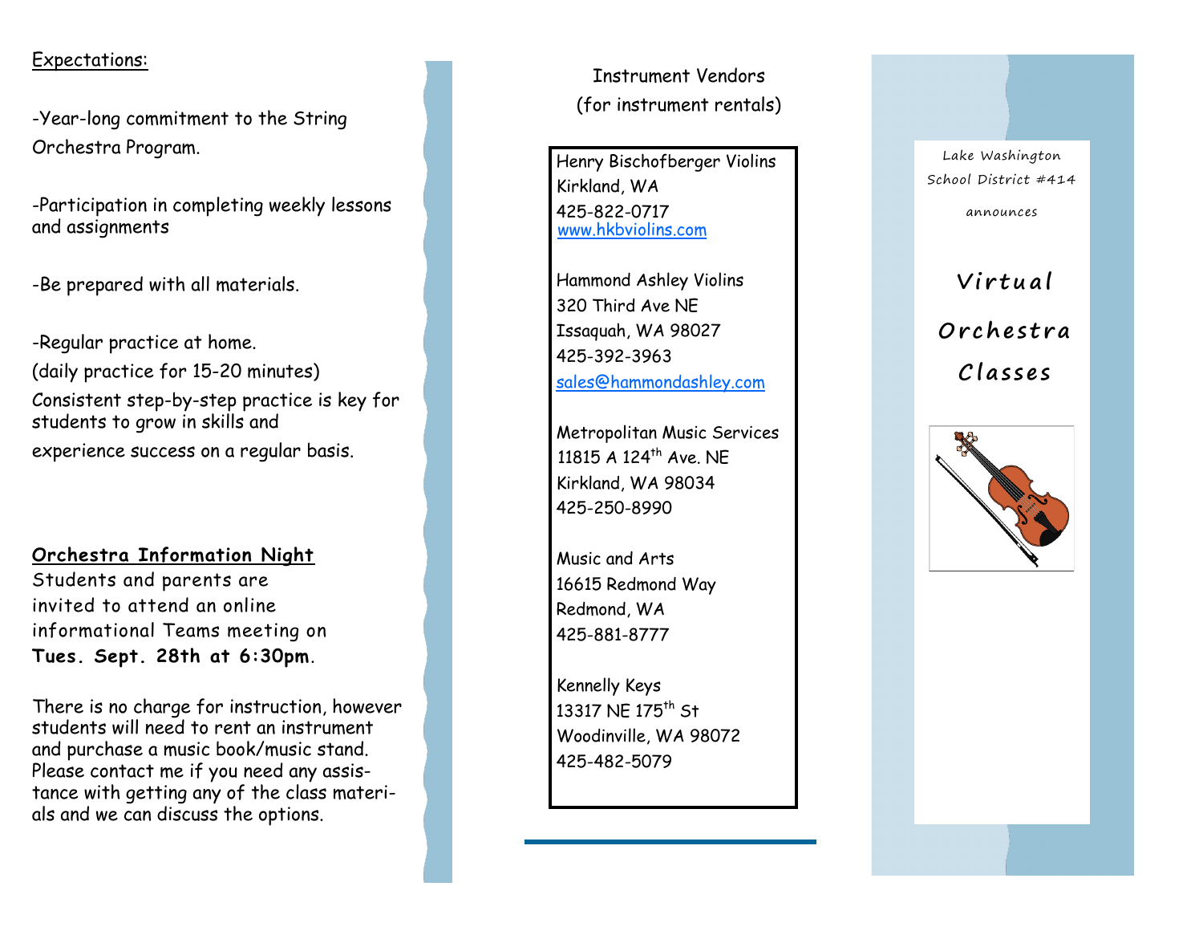Expectations:

-Year-long commitment to the String Orchestra Program.

-Participation in completing weekly lessons and assignments

-Be prepared with all materials.

-Regular practice at home.
(daily practice for 15-20 minutes)
Consistent step-by-step practice is key for students to grow in skills and experience success on a regular basis.

**Orchestra Information Night**
Students and parents are invited to attend an online informational Teams meeting on **Tues. Sept. 28th at 6:30pm**.

There is no charge for instruction, however students will need to rent an instrument and purchase a music book/music stand. Please contact me if you need any assistance with getting any of the class materials and we can discuss the options.

Instrument Vendors
(for instrument rentals)

Henry Bischofberger Violins
Kirkland, WA
425-822-0717
www.hkbviolins.com

Hammond Ashley Violins
320 Third Ave NE
Issaquah, WA 98027
425-392-3963
sales@hammondashley.com

Metropolitan Music Services
11815 A 124th Ave. NE
Kirkland, WA 98034
425-250-8990

Music and Arts
16615 Redmond Way
Redmond, WA
425-881-8777

Kennelly Keys
13317 NE 175th St
Woodinville, WA 98072
425-482-5079

Lake Washington School District #414

announces

# Virtual Orchestra Classes